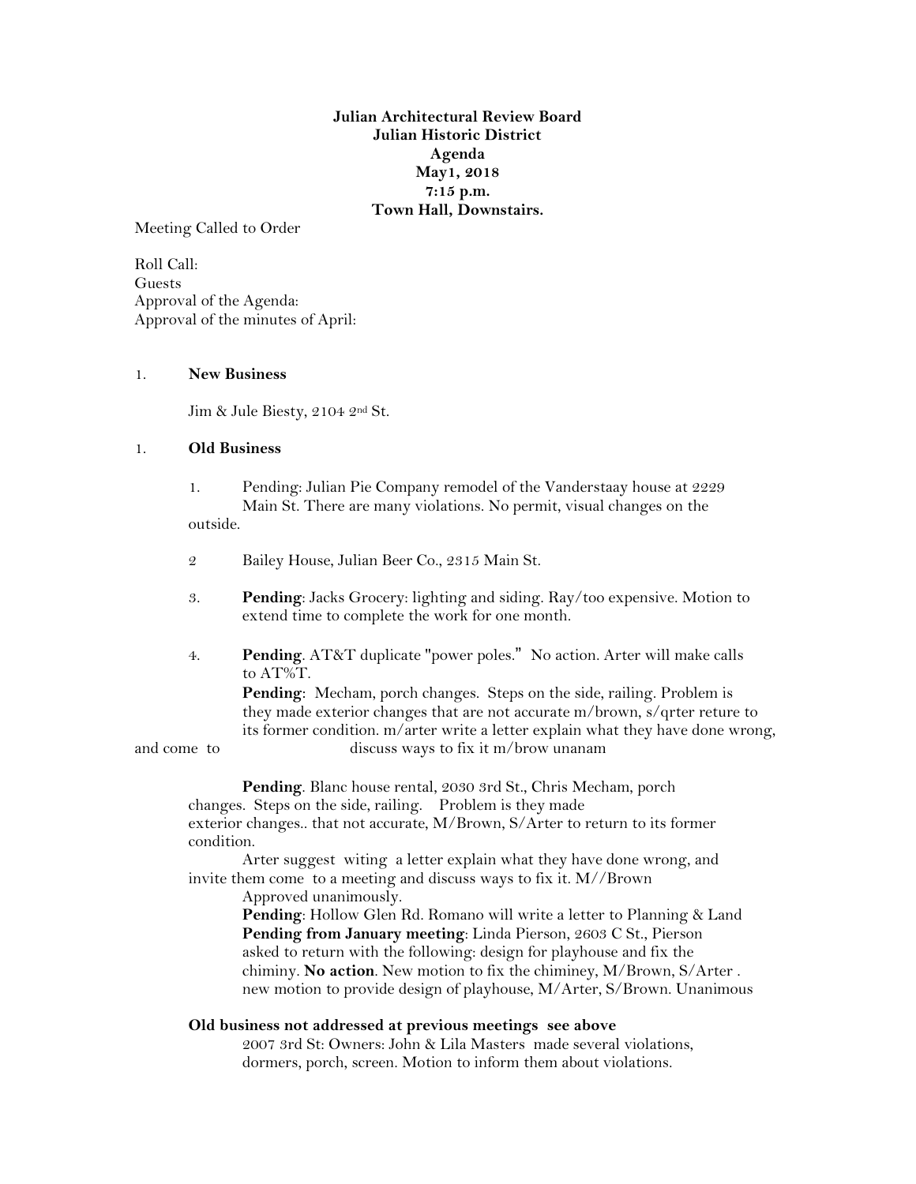**Julian Architectural Review Board**
**Julian Historic District**
**Agenda**
**May1, 2018**
**7:15 p.m.**
**Town Hall, Downstairs.**

Meeting Called to Order

Roll Call:
Guests
Approval of the Agenda:
Approval of the minutes of April:

1. **New Business**

   Jim & Jule Biesty, 2104 2nd St.

1. **Old Business**

   1. Pending: Julian Pie Company remodel of the Vanderstaay house at 2229 Main St. There are many violations. No permit, visual changes on the outside.

   2 Bailey House, Julian Beer Co., 2315 Main St.

   3. **Pending**: Jacks Grocery: lighting and siding. Ray/too expensive. Motion to extend time to complete the work for one month.

   4. **Pending**. AT&T duplicate "power poles." No action. Arter will make calls to AT%T.
   **Pending**: Mecham, porch changes. Steps on the side, railing. Problem is they made exterior changes that are not accurate m/brown, s/qrter reture to its former condition. m/arter write a letter explain what they have done wrong, and come to discuss ways to fix it m/brow unanam

   **Pending**. Blanc house rental, 2030 3rd St., Chris Mecham, porch changes. Steps on the side, railing. Problem is they made exterior changes.. that not accurate, M/Brown, S/Arter to return to its former condition.
   Arter suggest witing a letter explain what they have done wrong, and invite them come to a meeting and discuss ways to fix it. M//Brown Approved unanimously.
   **Pending**: Hollow Glen Rd. Romano will write a letter to Planning & Land
   **Pending from January meeting**: Linda Pierson, 2603 C St., Pierson asked to return with the following: design for playhouse and fix the chiminy. **No action**. New motion to fix the chiminey, M/Brown, S/Arter . new motion to provide design of playhouse, M/Arter, S/Brown. Unanimous

**Old business not addressed at previous meetings see above**
2007 3rd St: Owners: John & Lila Masters made several violations, dormers, porch, screen. Motion to inform them about violations.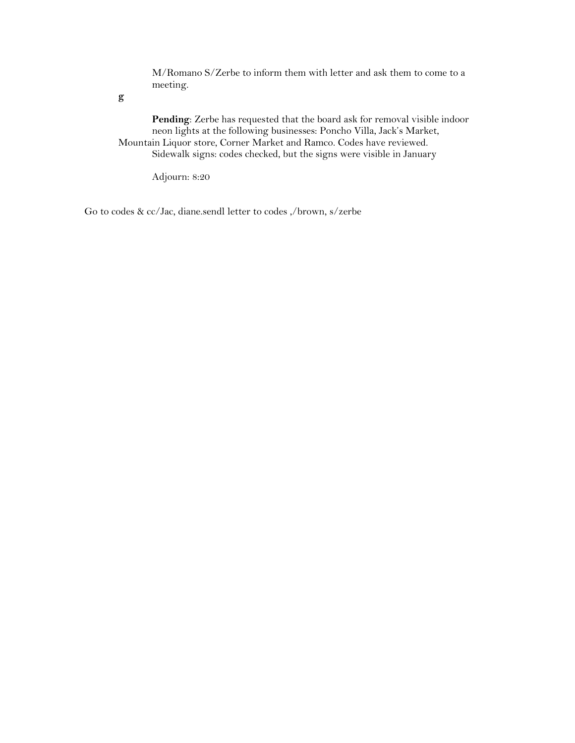M/Romano S/Zerbe to inform them with letter and ask them to come to a meeting.

**g**

**Pending**: Zerbe has requested that the board ask for removal visible indoor neon lights at the following businesses: Poncho Villa, Jack's Market, Mountain Liquor store, Corner Market and Ramco. Codes have reviewed.
Sidewalk signs: codes checked, but the signs were visible in January

Adjourn: 8:20

Go to codes & cc/Jac, diane.sendl letter to codes ,/brown, s/zerbe